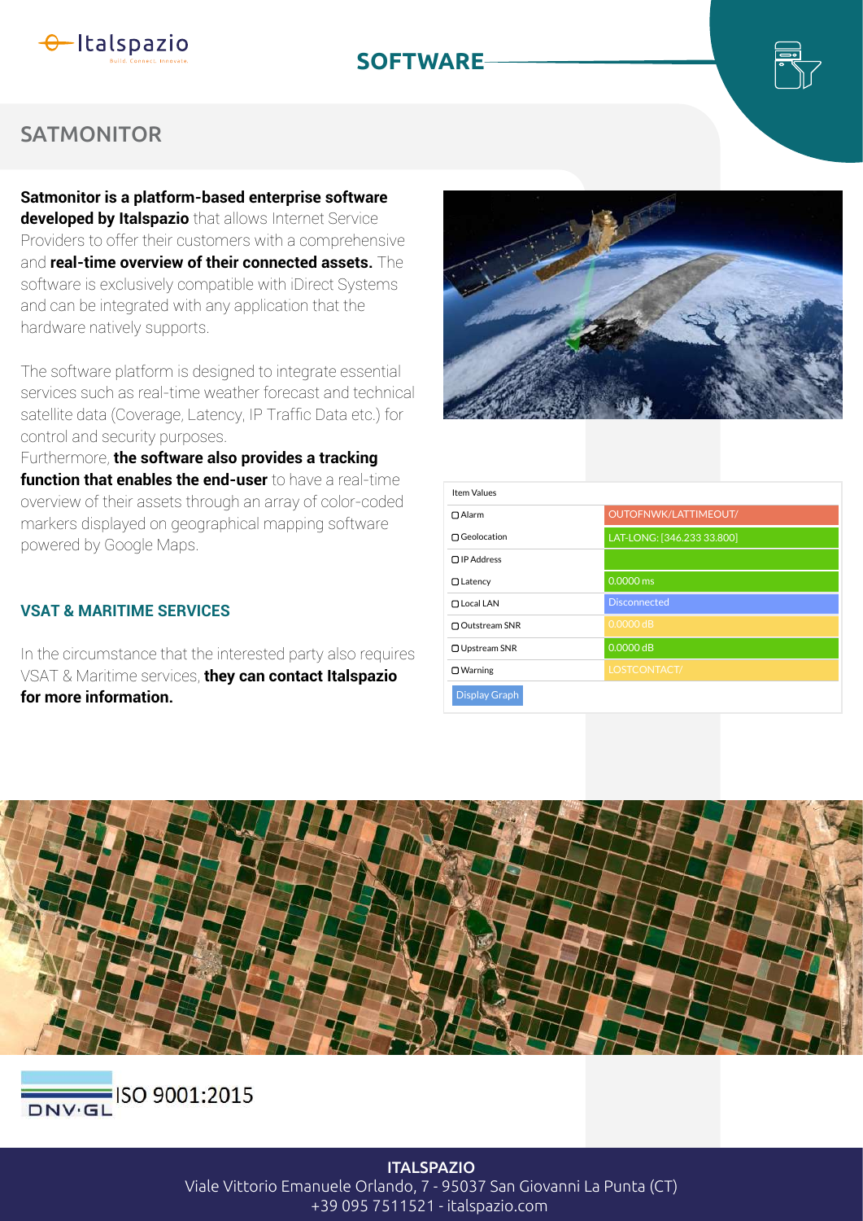# SOFTWARE

## SATMONITOR

**Satmonitor is a platform-based enterprise software developed by Italspazio** that allows Internet Service Providers to offer their customers with a comprehensive and **real-time overview of their connected assets.** The software is exclusively compatible with iDirect Systems and can be integrated with any application that the hardware natively supports.

The software platform is designed to integrate essential services such as real-time weather forecast and technical satellite data (Coverage, Latency, IP Traffic Data etc.) for control and security purposes.
Furthermore, **the software also provides a tracking function that enables the end-user** to have a real-time overview of their assets through an array of color-coded markers displayed on geographical mapping software powered by Google Maps.

| Item Values | |
|---|---|
| Alarm | OUTOFNWK/LATTIMEOUT/ |
| Geolocation | LAT-LONG: [346.233 33.800] |
| IP Address | |
| Latency | 0.0000 ms |
| Local LAN | Disconnected |
| Outstream SNR | 0.0000 dB |
| Upstream SNR | 0.0000 dB |
| Warning | LOSTCONTACT/ |

Display Graph

### VSAT & MARITIME SERVICES

In the circumstance that the interested party also requires VSAT & Maritime services, **they can contact Italspazio for more information.**

ISO 9001:2015

**ITALSPAZIO**
Viale Vittorio Emanuele Orlando, 7 - 95037 San Giovanni La Punta (CT)
+39 095 7511521 - italspazio.com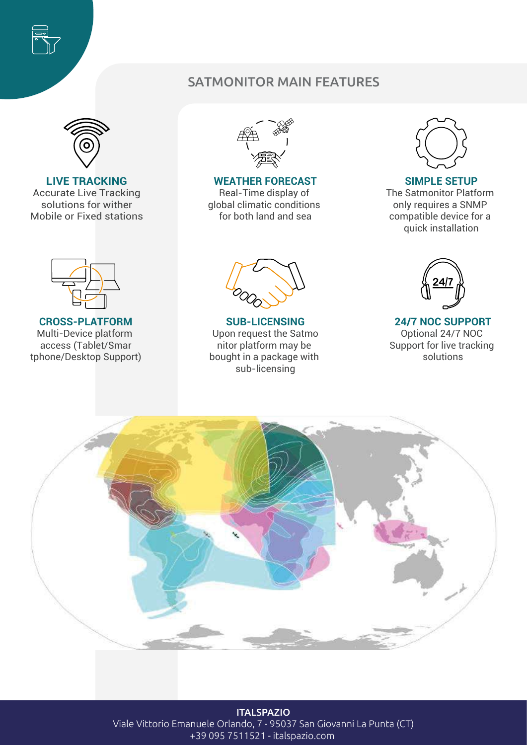## SATMONITOR MAIN FEATURES

### LIVE TRACKING
Accurate Live Tracking solutions for wither Mobile or Fixed stations

### WEATHER FORECAST
Real-Time display of global climatic conditions for both land and sea

### SIMPLE SETUP
The Satmonitor Platform only requires a SNMP compatible device for a quick installation

### CROSS-PLATFORM
Multi-Device platform access (Tablet/Smar tphone/Desktop Support)

### SUB-LICENSING
Upon request the Satmo nitor platform may be bought in a package with sub-licensing

### 24/7 NOC SUPPORT
Optional 24/7 NOC Support for live tracking solutions

**ITALSPAZIO**
Viale Vittorio Emanuele Orlando, 7 - 95037 San Giovanni La Punta (CT)
+39 095 7511521 - italspazio.com